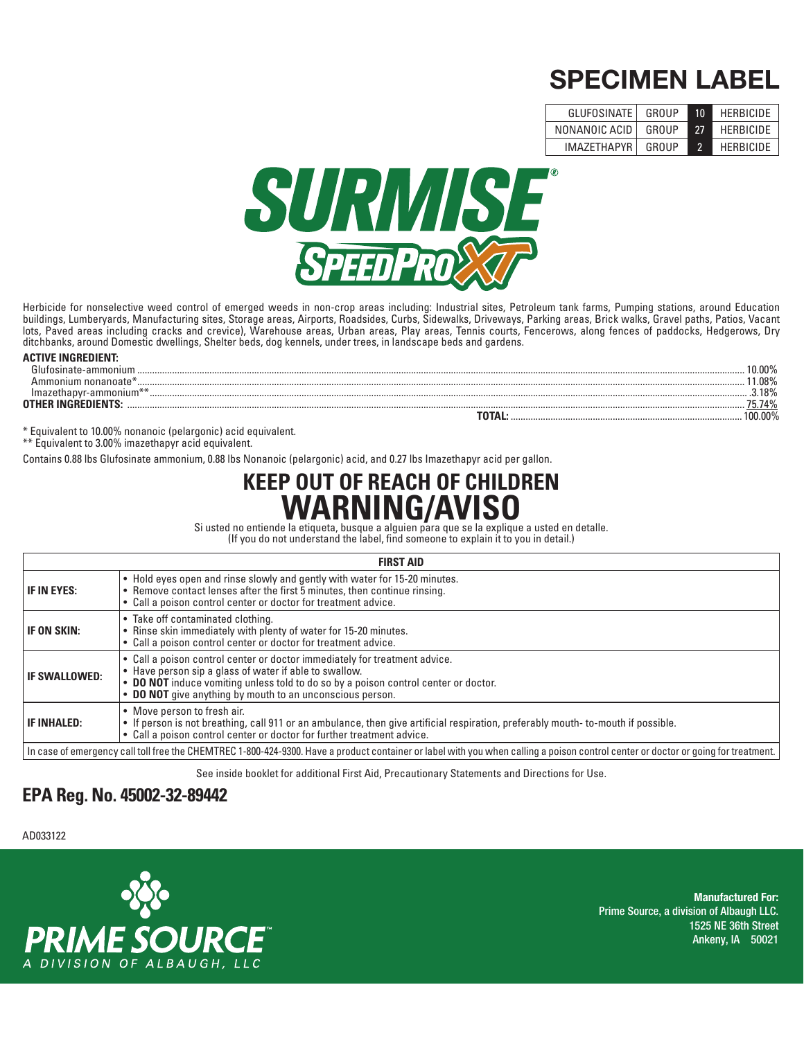# SPECIMEN LABEL

| | | | |
|---|---|---|---|
| GLUFOSINATE | GROUP | 10 | HERBICIDE |
| NONANOIC ACID | GROUP | 27 | HERBICIDE |
| IMAZETHAPYR | GROUP | 2 | HERBICIDE |

# SURMISE® SPEEDPRO XT

Herbicide for nonselective weed control of emerged weeds in non-crop areas including: Industrial sites, Petroleum tank farms, Pumping stations, around Education buildings, Lumberyards, Manufacturing sites, Storage areas, Airports, Roadsides, Curbs, Sidewalks, Driveways, Parking areas, Brick walks, Gravel paths, Patios, Vacant lots, Paved areas including cracks and crevice), Warehouse areas, Urban areas, Play areas, Tennis courts, Fencerows, along fences of paddocks, Hedgerows, Dry ditchbanks, around Domestic dwellings, Shelter beds, dog kennels, under trees, in landscape beds and gardens.

**ACTIVE INGREDIENT:**

| | |
|---|---|
| Glufosinate-ammonium | 10.00% |
| Ammonium nonanoate* | 11.08% |
| Imazethapyr-ammonium** | 3.18% |
| **OTHER INGREDIENTS:** | 75.74% |
| **TOTAL:** | 100.00% |

* Equivalent to 10.00% nonanoic (pelargonic) acid equivalent.
** Equivalent to 3.00% imazethapyr acid equivalent.

Contains 0.88 lbs Glufosinate ammonium, 0.88 lbs Nonanoic (pelargonic) acid, and 0.27 lbs Imazethapyr acid per gallon.

## KEEP OUT OF REACH OF CHILDREN
# WARNING/AVISO

Si usted no entiende la etiqueta, busque a alguien para que se la explique a usted en detalle.
(If you do not understand the label, find someone to explain it to you in detail.)

| FIRST AID | |
|---|---|
| **IF IN EYES:** | • Hold eyes open and rinse slowly and gently with water for 15-20 minutes.<br>• Remove contact lenses after the first 5 minutes, then continue rinsing.<br>• Call a poison control center or doctor for treatment advice. |
| **IF ON SKIN:** | • Take off contaminated clothing.<br>• Rinse skin immediately with plenty of water for 15-20 minutes.<br>• Call a poison control center or doctor for treatment advice. |
| **IF SWALLOWED:** | • Call a poison control center or doctor immediately for treatment advice.<br>• Have person sip a glass of water if able to swallow.<br>• **DO NOT** induce vomiting unless told to do so by a poison control center or doctor.<br>• **DO NOT** give anything by mouth to an unconscious person. |
| **IF INHALED:** | • Move person to fresh air.<br>• If person is not breathing, call 911 or an ambulance, then give artificial respiration, preferably mouth- to-mouth if possible.<br>• Call a poison control center or doctor for further treatment advice. |
| In case of emergency call toll free the CHEMTREC 1-800-424-9300. Have a product container or label with you when calling a poison control center or doctor or going for treatment. | |

See inside booklet for additional First Aid, Precautionary Statements and Directions for Use.

## EPA Reg. No. 45002-32-89442

AD033122

PRIME SOURCE™
A DIVISION OF ALBAUGH, LLC

**Manufactured For:**
**Prime Source, a division of Albaugh LLC.**
**1525 NE 36th Street**
**Ankeny, IA 50021**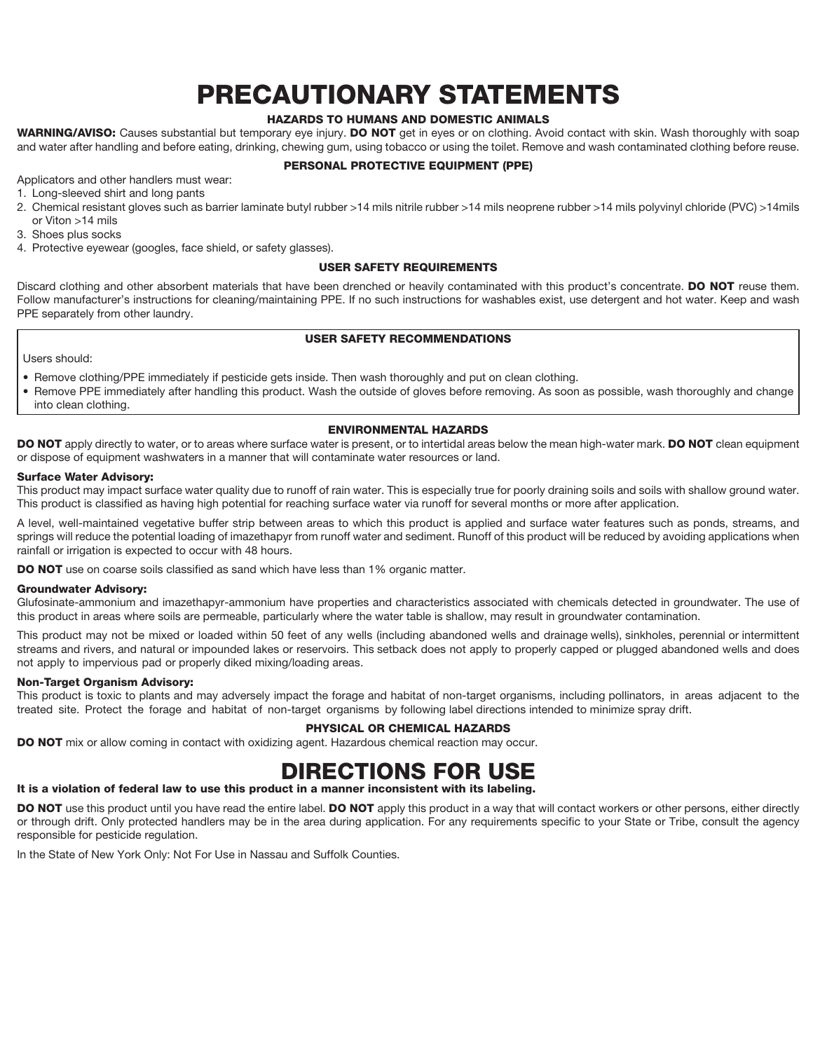# PRECAUTIONARY STATEMENTS

### HAZARDS TO HUMANS AND DOMESTIC ANIMALS

**WARNING/AVISO:** Causes substantial but temporary eye injury. **DO NOT** get in eyes or on clothing. Avoid contact with skin. Wash thoroughly with soap and water after handling and before eating, drinking, chewing gum, using tobacco or using the toilet. Remove and wash contaminated clothing before reuse.

### PERSONAL PROTECTIVE EQUIPMENT (PPE)

Applicators and other handlers must wear:

1. Long-sleeved shirt and long pants
2. Chemical resistant gloves such as barrier laminate butyl rubber >14 mils nitrile rubber >14 mils neoprene rubber >14 mils polyvinyl chloride (PVC) >14mils or Viton >14 mils
3. Shoes plus socks
4. Protective eyewear (googles, face shield, or safety glasses).

### USER SAFETY REQUIREMENTS

Discard clothing and other absorbent materials that have been drenched or heavily contaminated with this product's concentrate. **DO NOT** reuse them. Follow manufacturer's instructions for cleaning/maintaining PPE. If no such instructions for washables exist, use detergent and hot water. Keep and wash PPE separately from other laundry.

### USER SAFETY RECOMMENDATIONS

Users should:

- Remove clothing/PPE immediately if pesticide gets inside. Then wash thoroughly and put on clean clothing.
- Remove PPE immediately after handling this product. Wash the outside of gloves before removing. As soon as possible, wash thoroughly and change into clean clothing.

### ENVIRONMENTAL HAZARDS

**DO NOT** apply directly to water, or to areas where surface water is present, or to intertidal areas below the mean high-water mark. **DO NOT** clean equipment or dispose of equipment washwaters in a manner that will contaminate water resources or land.

**Surface Water Advisory:**
This product may impact surface water quality due to runoff of rain water. This is especially true for poorly draining soils and soils with shallow ground water. This product is classified as having high potential for reaching surface water via runoff for several months or more after application.

A level, well-maintained vegetative buffer strip between areas to which this product is applied and surface water features such as ponds, streams, and springs will reduce the potential loading of imazethapyr from runoff water and sediment. Runoff of this product will be reduced by avoiding applications when rainfall or irrigation is expected to occur with 48 hours.

**DO NOT** use on coarse soils classified as sand which have less than 1% organic matter.

**Groundwater Advisory:**
Glufosinate-ammonium and imazethapyr-ammonium have properties and characteristics associated with chemicals detected in groundwater. The use of this product in areas where soils are permeable, particularly where the water table is shallow, may result in groundwater contamination.

This product may not be mixed or loaded within 50 feet of any wells (including abandoned wells and drainage wells), sinkholes, perennial or intermittent streams and rivers, and natural or impounded lakes or reservoirs. This setback does not apply to properly capped or plugged abandoned wells and does not apply to impervious pad or properly diked mixing/loading areas.

**Non-Target Organism Advisory:**
This product is toxic to plants and may adversely impact the forage and habitat of non-target organisms, including pollinators, in areas adjacent to the treated site. Protect the forage and habitat of non-target organisms by following label directions intended to minimize spray drift.

### PHYSICAL OR CHEMICAL HAZARDS

**DO NOT** mix or allow coming in contact with oxidizing agent. Hazardous chemical reaction may occur.

# DIRECTIONS FOR USE

**It is a violation of federal law to use this product in a manner inconsistent with its labeling.**

**DO NOT** use this product until you have read the entire label. **DO NOT** apply this product in a way that will contact workers or other persons, either directly or through drift. Only protected handlers may be in the area during application. For any requirements specific to your State or Tribe, consult the agency responsible for pesticide regulation.

In the State of New York Only: Not For Use in Nassau and Suffolk Counties.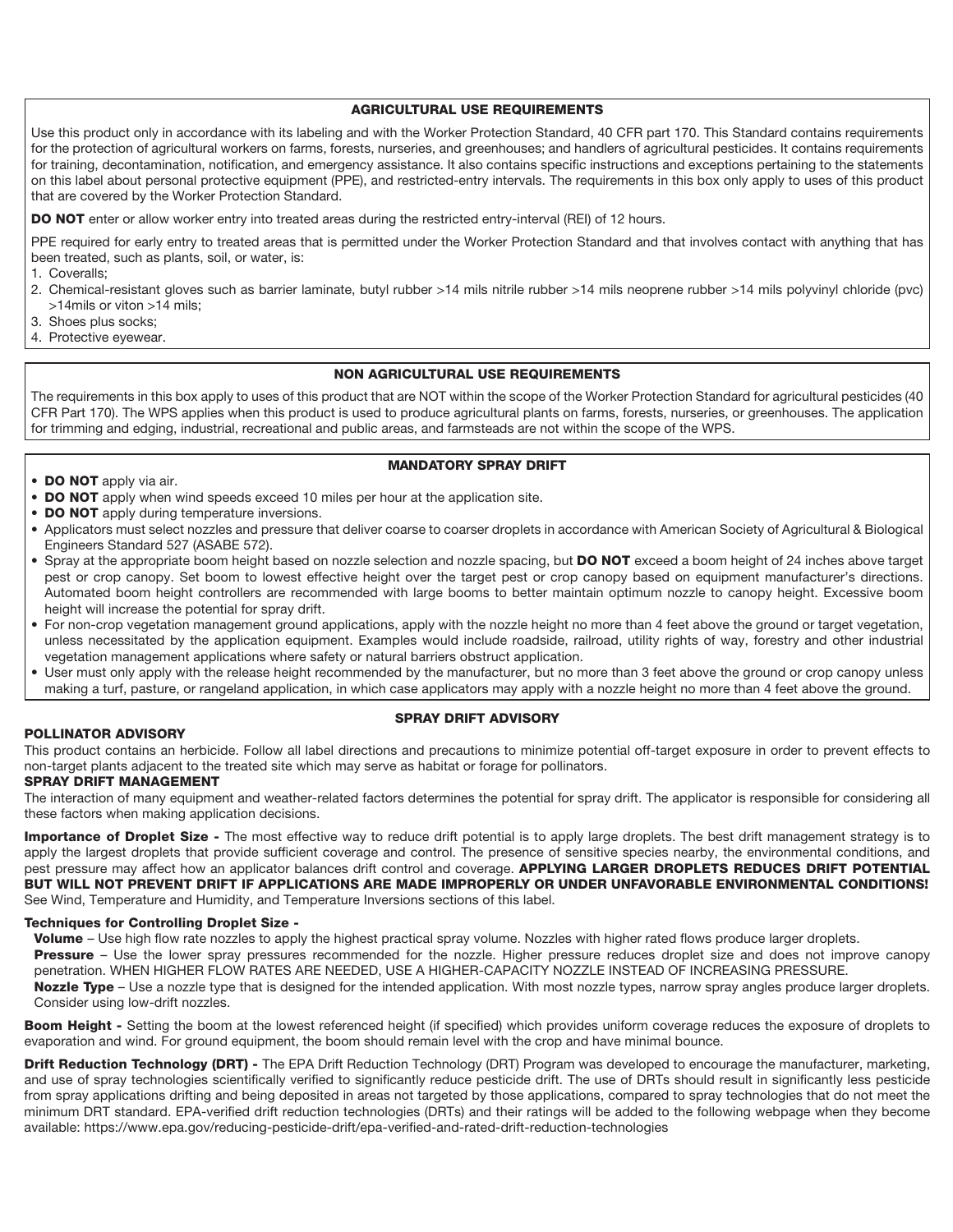## AGRICULTURAL USE REQUIREMENTS

Use this product only in accordance with its labeling and with the Worker Protection Standard, 40 CFR part 170. This Standard contains requirements for the protection of agricultural workers on farms, forests, nurseries, and greenhouses; and handlers of agricultural pesticides. It contains requirements for training, decontamination, notification, and emergency assistance. It also contains specific instructions and exceptions pertaining to the statements on this label about personal protective equipment (PPE), and restricted-entry intervals. The requirements in this box only apply to uses of this product that are covered by the Worker Protection Standard.

**DO NOT** enter or allow worker entry into treated areas during the restricted entry-interval (REI) of 12 hours.

PPE required for early entry to treated areas that is permitted under the Worker Protection Standard and that involves contact with anything that has been treated, such as plants, soil, or water, is:

1. Coveralls;
2. Chemical-resistant gloves such as barrier laminate, butyl rubber >14 mils nitrile rubber >14 mils neoprene rubber >14 mils polyvinyl chloride (pvc) >14mils or viton >14 mils;
3. Shoes plus socks;
4. Protective eyewear.

## NON AGRICULTURAL USE REQUIREMENTS

The requirements in this box apply to uses of this product that are NOT within the scope of the Worker Protection Standard for agricultural pesticides (40 CFR Part 170). The WPS applies when this product is used to produce agricultural plants on farms, forests, nurseries, or greenhouses. The application for trimming and edging, industrial, recreational and public areas, and farmsteads are not within the scope of the WPS.

## MANDATORY SPRAY DRIFT

- **DO NOT** apply via air.
- **DO NOT** apply when wind speeds exceed 10 miles per hour at the application site.
- **DO NOT** apply during temperature inversions.
- Applicators must select nozzles and pressure that deliver coarse to coarser droplets in accordance with American Society of Agricultural & Biological Engineers Standard 527 (ASABE 572).
- Spray at the appropriate boom height based on nozzle selection and nozzle spacing, but **DO NOT** exceed a boom height of 24 inches above target pest or crop canopy. Set boom to lowest effective height over the target pest or crop canopy based on equipment manufacturer's directions. Automated boom height controllers are recommended with large booms to better maintain optimum nozzle to canopy height. Excessive boom height will increase the potential for spray drift.
- For non-crop vegetation management ground applications, apply with the nozzle height no more than 4 feet above the ground or target vegetation, unless necessitated by the application equipment. Examples would include roadside, railroad, utility rights of way, forestry and other industrial vegetation management applications where safety or natural barriers obstruct application.
- User must only apply with the release height recommended by the manufacturer, but no more than 3 feet above the ground or crop canopy unless making a turf, pasture, or rangeland application, in which case applicators may apply with a nozzle height no more than 4 feet above the ground.

## SPRAY DRIFT ADVISORY

### POLLINATOR ADVISORY

This product contains an herbicide. Follow all label directions and precautions to minimize potential off-target exposure in order to prevent effects to non-target plants adjacent to the treated site which may serve as habitat or forage for pollinators.

### SPRAY DRIFT MANAGEMENT

The interaction of many equipment and weather-related factors determines the potential for spray drift. The applicator is responsible for considering all these factors when making application decisions.

**Importance of Droplet Size -** The most effective way to reduce drift potential is to apply large droplets. The best drift management strategy is to apply the largest droplets that provide sufficient coverage and control. The presence of sensitive species nearby, the environmental conditions, and pest pressure may affect how an applicator balances drift control and coverage. **APPLYING LARGER DROPLETS REDUCES DRIFT POTENTIAL BUT WILL NOT PREVENT DRIFT IF APPLICATIONS ARE MADE IMPROPERLY OR UNDER UNFAVORABLE ENVIRONMENTAL CONDITIONS!** See Wind, Temperature and Humidity, and Temperature Inversions sections of this label.

**Techniques for Controlling Droplet Size -**

**Volume** – Use high flow rate nozzles to apply the highest practical spray volume. Nozzles with higher rated flows produce larger droplets.

**Pressure** – Use the lower spray pressures recommended for the nozzle. Higher pressure reduces droplet size and does not improve canopy penetration. WHEN HIGHER FLOW RATES ARE NEEDED, USE A HIGHER-CAPACITY NOZZLE INSTEAD OF INCREASING PRESSURE.

**Nozzle Type** – Use a nozzle type that is designed for the intended application. With most nozzle types, narrow spray angles produce larger droplets. Consider using low-drift nozzles.

**Boom Height -** Setting the boom at the lowest referenced height (if specified) which provides uniform coverage reduces the exposure of droplets to evaporation and wind. For ground equipment, the boom should remain level with the crop and have minimal bounce.

**Drift Reduction Technology (DRT) -** The EPA Drift Reduction Technology (DRT) Program was developed to encourage the manufacturer, marketing, and use of spray technologies scientifically verified to significantly reduce pesticide drift. The use of DRTs should result in significantly less pesticide from spray applications drifting and being deposited in areas not targeted by those applications, compared to spray technologies that do not meet the minimum DRT standard. EPA-verified drift reduction technologies (DRTs) and their ratings will be added to the following webpage when they become available: https://www.epa.gov/reducing-pesticide-drift/epa-verified-and-rated-drift-reduction-technologies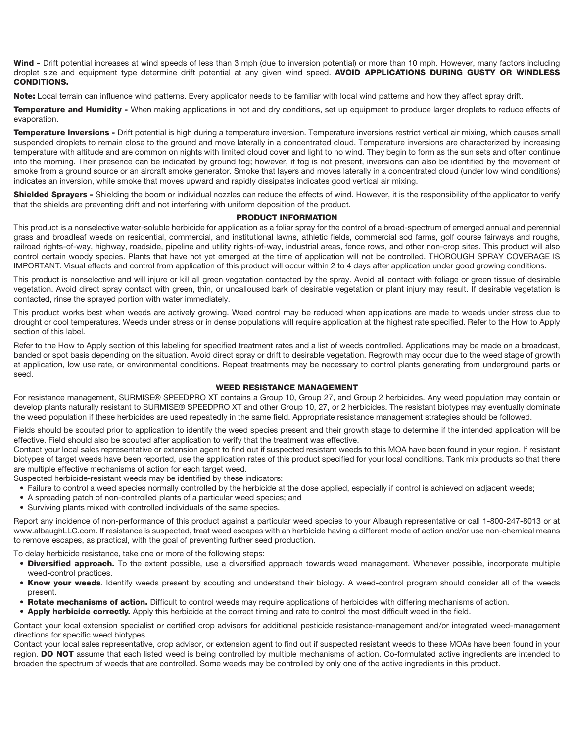**Wind -** Drift potential increases at wind speeds of less than 3 mph (due to inversion potential) or more than 10 mph. However, many factors including droplet size and equipment type determine drift potential at any given wind speed. **AVOID APPLICATIONS DURING GUSTY OR WINDLESS CONDITIONS.**

**Note:** Local terrain can influence wind patterns. Every applicator needs to be familiar with local wind patterns and how they affect spray drift.

**Temperature and Humidity -** When making applications in hot and dry conditions, set up equipment to produce larger droplets to reduce effects of evaporation.

**Temperature Inversions -** Drift potential is high during a temperature inversion. Temperature inversions restrict vertical air mixing, which causes small suspended droplets to remain close to the ground and move laterally in a concentrated cloud. Temperature inversions are characterized by increasing temperature with altitude and are common on nights with limited cloud cover and light to no wind. They begin to form as the sun sets and often continue into the morning. Their presence can be indicated by ground fog; however, if fog is not present, inversions can also be identified by the movement of smoke from a ground source or an aircraft smoke generator. Smoke that layers and moves laterally in a concentrated cloud (under low wind conditions) indicates an inversion, while smoke that moves upward and rapidly dissipates indicates good vertical air mixing.

**Shielded Sprayers -** Shielding the boom or individual nozzles can reduce the effects of wind. However, it is the responsibility of the applicator to verify that the shields are preventing drift and not interfering with uniform deposition of the product.

## PRODUCT INFORMATION

This product is a nonselective water-soluble herbicide for application as a foliar spray for the control of a broad-spectrum of emerged annual and perennial grass and broadleaf weeds on residential, commercial, and institutional lawns, athletic fields, commercial sod farms, golf course fairways and roughs, railroad rights-of-way, highway, roadside, pipeline and utility rights-of-way, industrial areas, fence rows, and other non-crop sites. This product will also control certain woody species. Plants that have not yet emerged at the time of application will not be controlled. THOROUGH SPRAY COVERAGE IS IMPORTANT. Visual effects and control from application of this product will occur within 2 to 4 days after application under good growing conditions.

This product is nonselective and will injure or kill all green vegetation contacted by the spray. Avoid all contact with foliage or green tissue of desirable vegetation. Avoid direct spray contact with green, thin, or uncalloused bark of desirable vegetation or plant injury may result. If desirable vegetation is contacted, rinse the sprayed portion with water immediately.

This product works best when weeds are actively growing. Weed control may be reduced when applications are made to weeds under stress due to drought or cool temperatures. Weeds under stress or in dense populations will require application at the highest rate specified. Refer to the How to Apply section of this label.

Refer to the How to Apply section of this labeling for specified treatment rates and a list of weeds controlled. Applications may be made on a broadcast, banded or spot basis depending on the situation. Avoid direct spray or drift to desirable vegetation. Regrowth may occur due to the weed stage of growth at application, low use rate, or environmental conditions. Repeat treatments may be necessary to control plants generating from underground parts or seed.

## WEED RESISTANCE MANAGEMENT

For resistance management, SURMISE® SPEEDPRO XT contains a Group 10, Group 27, and Group 2 herbicides. Any weed population may contain or develop plants naturally resistant to SURMISE® SPEEDPRO XT and other Group 10, 27, or 2 herbicides. The resistant biotypes may eventually dominate the weed population if these herbicides are used repeatedly in the same field. Appropriate resistance management strategies should be followed.

Fields should be scouted prior to application to identify the weed species present and their growth stage to determine if the intended application will be effective. Field should also be scouted after application to verify that the treatment was effective.

Contact your local sales representative or extension agent to find out if suspected resistant weeds to this MOA have been found in your region. If resistant biotypes of target weeds have been reported, use the application rates of this product specified for your local conditions. Tank mix products so that there are multiple effective mechanisms of action for each target weed.

Suspected herbicide-resistant weeds may be identified by these indicators:

- Failure to control a weed species normally controlled by the herbicide at the dose applied, especially if control is achieved on adjacent weeds;
- A spreading patch of non-controlled plants of a particular weed species; and
- Surviving plants mixed with controlled individuals of the same species.

Report any incidence of non-performance of this product against a particular weed species to your Albaugh representative or call 1-800-247-8013 or at www.albaughLLC.com. If resistance is suspected, treat weed escapes with an herbicide having a different mode of action and/or use non-chemical means to remove escapes, as practical, with the goal of preventing further seed production.

To delay herbicide resistance, take one or more of the following steps:

- **Diversified approach.** To the extent possible, use a diversified approach towards weed management. Whenever possible, incorporate multiple weed-control practices.
- **Know your weeds**. Identify weeds present by scouting and understand their biology. A weed-control program should consider all of the weeds present.
- **Rotate mechanisms of action.** Difficult to control weeds may require applications of herbicides with differing mechanisms of action.
- **Apply herbicide correctly.** Apply this herbicide at the correct timing and rate to control the most difficult weed in the field.

Contact your local extension specialist or certified crop advisors for additional pesticide resistance-management and/or integrated weed-management directions for specific weed biotypes.

Contact your local sales representative, crop advisor, or extension agent to find out if suspected resistant weeds to these MOAs have been found in your region. **DO NOT** assume that each listed weed is being controlled by multiple mechanisms of action. Co-formulated active ingredients are intended to broaden the spectrum of weeds that are controlled. Some weeds may be controlled by only one of the active ingredients in this product.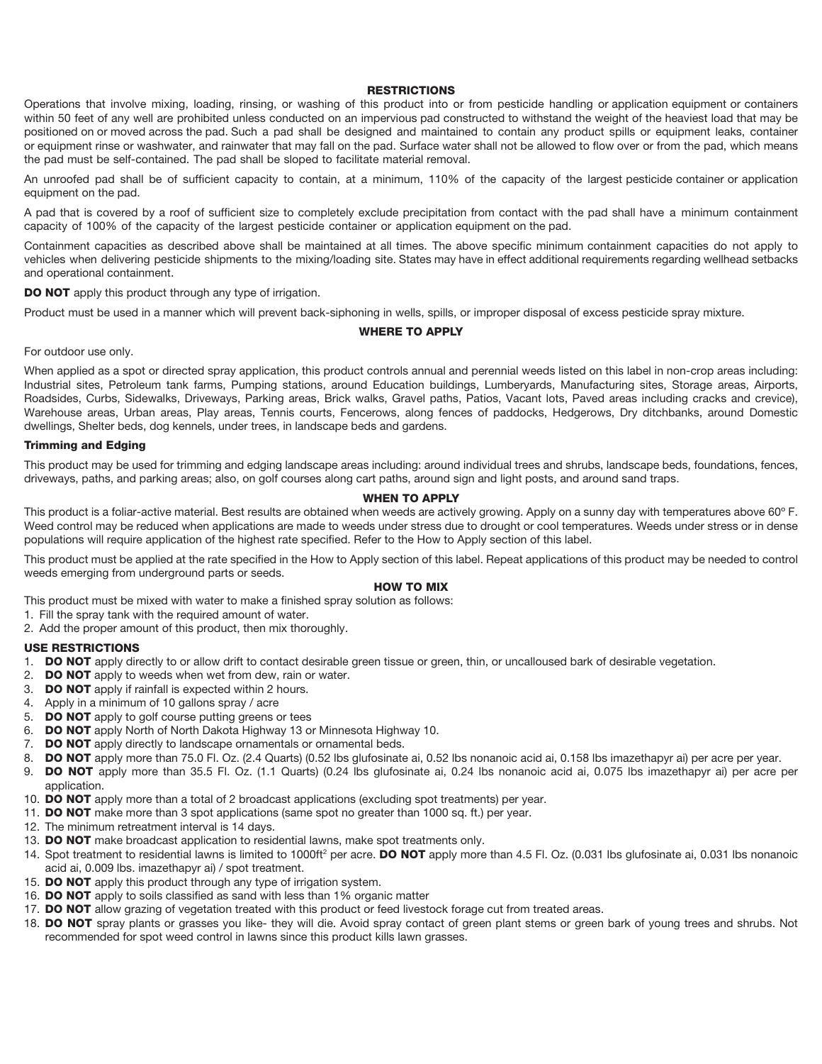## RESTRICTIONS

Operations that involve mixing, loading, rinsing, or washing of this product into or from pesticide handling or application equipment or containers within 50 feet of any well are prohibited unless conducted on an impervious pad constructed to withstand the weight of the heaviest load that may be positioned on or moved across the pad. Such a pad shall be designed and maintained to contain any product spills or equipment leaks, container or equipment rinse or washwater, and rainwater that may fall on the pad. Surface water shall not be allowed to flow over or from the pad, which means the pad must be self-contained. The pad shall be sloped to facilitate material removal.

An unroofed pad shall be of sufficient capacity to contain, at a minimum, 110% of the capacity of the largest pesticide container or application equipment on the pad.

A pad that is covered by a roof of sufficient size to completely exclude precipitation from contact with the pad shall have a minimum containment capacity of 100% of the capacity of the largest pesticide container or application equipment on the pad.

Containment capacities as described above shall be maintained at all times. The above specific minimum containment capacities do not apply to vehicles when delivering pesticide shipments to the mixing/loading site. States may have in effect additional requirements regarding wellhead setbacks and operational containment.

**DO NOT** apply this product through any type of irrigation.

Product must be used in a manner which will prevent back-siphoning in wells, spills, or improper disposal of excess pesticide spray mixture.

## WHERE TO APPLY

For outdoor use only.

When applied as a spot or directed spray application, this product controls annual and perennial weeds listed on this label in non-crop areas including: Industrial sites, Petroleum tank farms, Pumping stations, around Education buildings, Lumberyards, Manufacturing sites, Storage areas, Airports, Roadsides, Curbs, Sidewalks, Driveways, Parking areas, Brick walks, Gravel paths, Patios, Vacant lots, Paved areas including cracks and crevice), Warehouse areas, Urban areas, Play areas, Tennis courts, Fencerows, along fences of paddocks, Hedgerows, Dry ditchbanks, around Domestic dwellings, Shelter beds, dog kennels, under trees, in landscape beds and gardens.

### Trimming and Edging

This product may be used for trimming and edging landscape areas including: around individual trees and shrubs, landscape beds, foundations, fences, driveways, paths, and parking areas; also, on golf courses along cart paths, around sign and light posts, and around sand traps.

## WHEN TO APPLY

This product is a foliar-active material. Best results are obtained when weeds are actively growing. Apply on a sunny day with temperatures above 60º F. Weed control may be reduced when applications are made to weeds under stress due to drought or cool temperatures. Weeds under stress or in dense populations will require application of the highest rate specified. Refer to the How to Apply section of this label.

This product must be applied at the rate specified in the How to Apply section of this label. Repeat applications of this product may be needed to control weeds emerging from underground parts or seeds.

## HOW TO MIX

This product must be mixed with water to make a finished spray solution as follows:

1. Fill the spray tank with the required amount of water.
2. Add the proper amount of this product, then mix thoroughly.

### USE RESTRICTIONS

1. **DO NOT** apply directly to or allow drift to contact desirable green tissue or green, thin, or uncalloused bark of desirable vegetation.
2. **DO NOT** apply to weeds when wet from dew, rain or water.
3. **DO NOT** apply if rainfall is expected within 2 hours.
4. Apply in a minimum of 10 gallons spray / acre
5. **DO NOT** apply to golf course putting greens or tees
6. **DO NOT** apply North of North Dakota Highway 13 or Minnesota Highway 10.
7. **DO NOT** apply directly to landscape ornamentals or ornamental beds.
8. **DO NOT** apply more than 75.0 Fl. Oz. (2.4 Quarts) (0.52 lbs glufosinate ai, 0.52 lbs nonanoic acid ai, 0.158 lbs imazethapyr ai) per acre per year.
9. **DO NOT** apply more than 35.5 Fl. Oz. (1.1 Quarts) (0.24 lbs glufosinate ai, 0.24 lbs nonanoic acid ai, 0.075 lbs imazethapyr ai) per acre per application.
10. **DO NOT** apply more than a total of 2 broadcast applications (excluding spot treatments) per year.
11. **DO NOT** make more than 3 spot applications (same spot no greater than 1000 sq. ft.) per year.
12. The minimum retreatment interval is 14 days.
13. **DO NOT** make broadcast application to residential lawns, make spot treatments only.
14. Spot treatment to residential lawns is limited to 1000ft$^2$ per acre. **DO NOT** apply more than 4.5 Fl. Oz. (0.031 lbs glufosinate ai, 0.031 lbs nonanoic acid ai, 0.009 lbs. imazethapyr ai) / spot treatment.
15. **DO NOT** apply this product through any type of irrigation system.
16. **DO NOT** apply to soils classified as sand with less than 1% organic matter
17. **DO NOT** allow grazing of vegetation treated with this product or feed livestock forage cut from treated areas.
18. **DO NOT** spray plants or grasses you like- they will die. Avoid spray contact of green plant stems or green bark of young trees and shrubs. Not recommended for spot weed control in lawns since this product kills lawn grasses.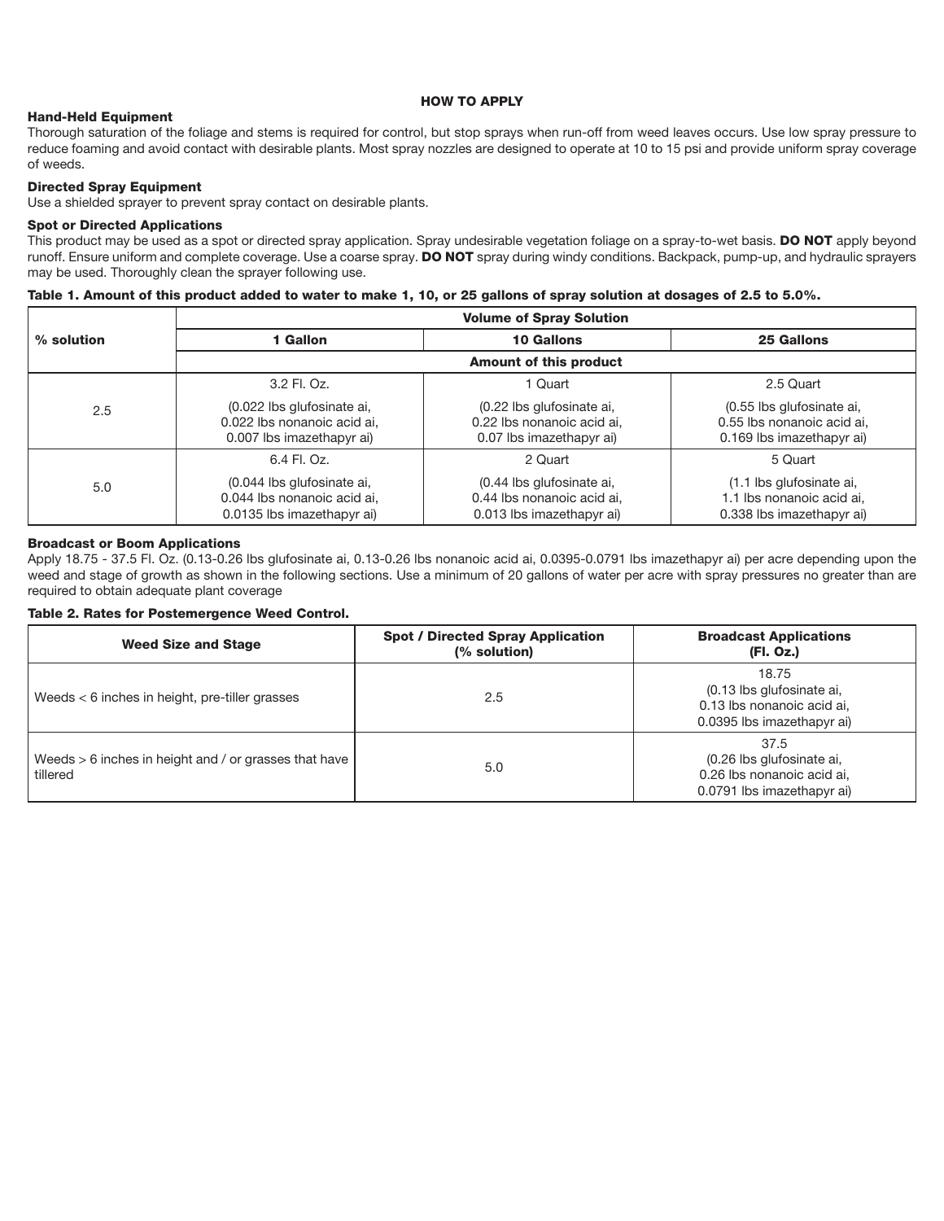## HOW TO APPLY

### Hand-Held Equipment

Thorough saturation of the foliage and stems is required for control, but stop sprays when run-off from weed leaves occurs. Use low spray pressure to reduce foaming and avoid contact with desirable plants. Most spray nozzles are designed to operate at 10 to 15 psi and provide uniform spray coverage of weeds.

### Directed Spray Equipment

Use a shielded sprayer to prevent spray contact on desirable plants.

### Spot or Directed Applications

This product may be used as a spot or directed spray application. Spray undesirable vegetation foliage on a spray-to-wet basis. **DO NOT** apply beyond runoff. Ensure uniform and complete coverage. Use a coarse spray. **DO NOT** spray during windy conditions. Backpack, pump-up, and hydraulic sprayers may be used. Thoroughly clean the sprayer following use.

**Table 1. Amount of this product added to water to make 1, 10, or 25 gallons of spray solution at dosages of 2.5 to 5.0%.**

| % solution | Volume of Spray Solution | | |
|---|---|---|---|
| | 1 Gallon | 10 Gallons | 25 Gallons |
| | Amount of this product | | |
| 2.5 | 3.2 Fl. Oz. (0.022 lbs glufosinate ai, 0.022 lbs nonanoic acid ai, 0.007 lbs imazethapyr ai) | 1 Quart (0.22 lbs glufosinate ai, 0.22 lbs nonanoic acid ai, 0.07 lbs imazethapyr ai) | 2.5 Quart (0.55 lbs glufosinate ai, 0.55 lbs nonanoic acid ai, 0.169 lbs imazethapyr ai) |
| 5.0 | 6.4 Fl. Oz. (0.044 lbs glufosinate ai, 0.044 lbs nonanoic acid ai, 0.0135 lbs imazethapyr ai) | 2 Quart (0.44 lbs glufosinate ai, 0.44 lbs nonanoic acid ai, 0.013 lbs imazethapyr ai) | 5 Quart (1.1 lbs glufosinate ai, 1.1 lbs nonanoic acid ai, 0.338 lbs imazethapyr ai) |

### Broadcast or Boom Applications

Apply 18.75 - 37.5 Fl. Oz. (0.13-0.26 lbs glufosinate ai, 0.13-0.26 lbs nonanoic acid ai, 0.0395-0.0791 lbs imazethapyr ai) per acre depending upon the weed and stage of growth as shown in the following sections. Use a minimum of 20 gallons of water per acre with spray pressures no greater than are required to obtain adequate plant coverage

**Table 2. Rates for Postemergence Weed Control.**

| Weed Size and Stage | Spot / Directed Spray Application (% solution) | Broadcast Applications (Fl. Oz.) |
|---|---|---|
| Weeds < 6 inches in height, pre-tiller grasses | 2.5 | 18.75 (0.13 lbs glufosinate ai, 0.13 lbs nonanoic acid ai, 0.0395 lbs imazethapyr ai) |
| Weeds > 6 inches in height and / or grasses that have tillered | 5.0 | 37.5 (0.26 lbs glufosinate ai, 0.26 lbs nonanoic acid ai, 0.0791 lbs imazethapyr ai) |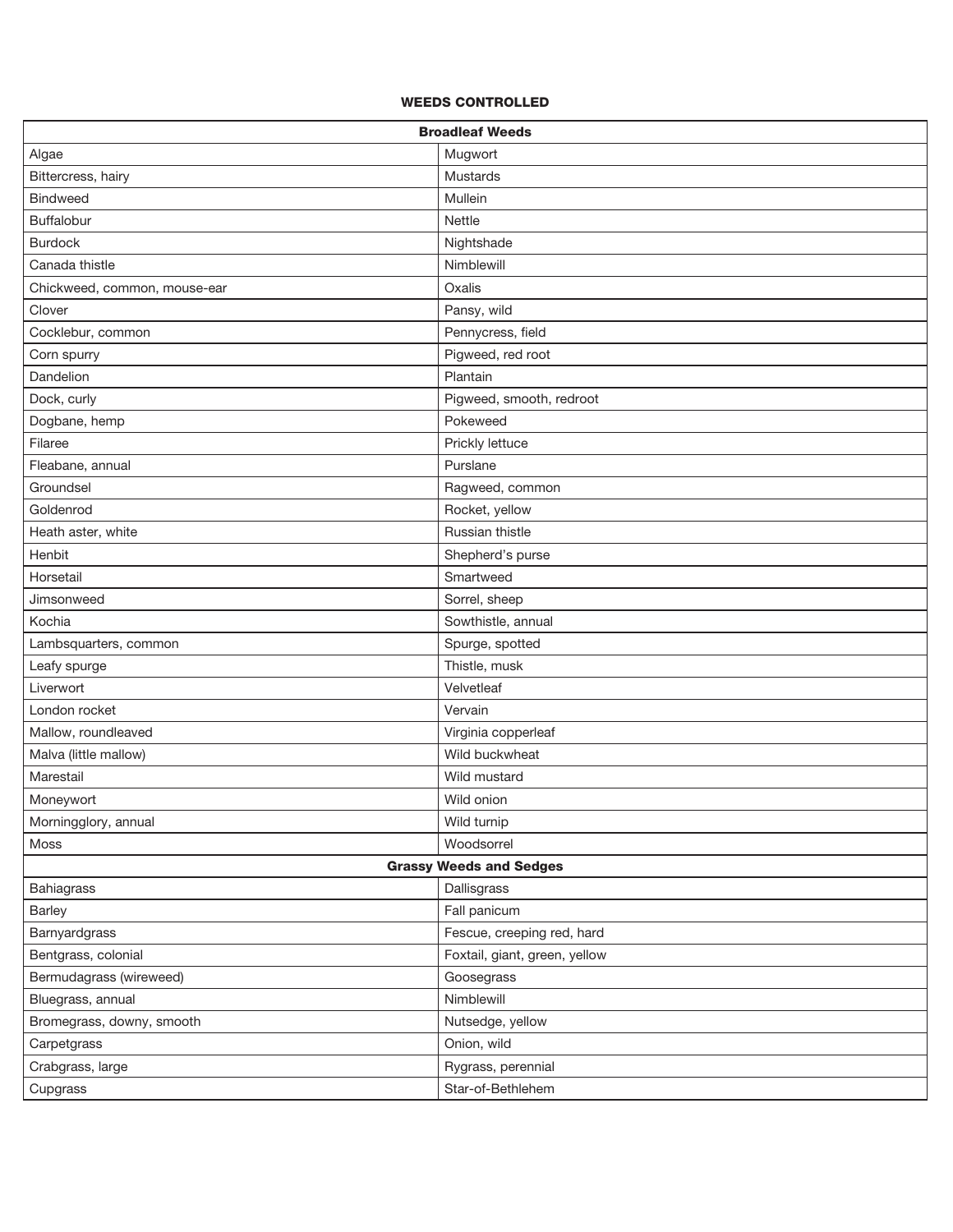**WEEDS CONTROLLED**

| Broadleaf Weeds | |
|---|---|
| Algae | Mugwort |
| Bittercress, hairy | Mustards |
| Bindweed | Mullein |
| Buffalobur | Nettle |
| Burdock | Nightshade |
| Canada thistle | Nimblewill |
| Chickweed, common, mouse-ear | Oxalis |
| Clover | Pansy, wild |
| Cocklebur, common | Pennycress, field |
| Corn spurry | Pigweed, red root |
| Dandelion | Plantain |
| Dock, curly | Pigweed, smooth, redroot |
| Dogbane, hemp | Pokeweed |
| Filaree | Prickly lettuce |
| Fleabane, annual | Purslane |
| Groundsel | Ragweed, common |
| Goldenrod | Rocket, yellow |
| Heath aster, white | Russian thistle |
| Henbit | Shepherd's purse |
| Horsetail | Smartweed |
| Jimsonweed | Sorrel, sheep |
| Kochia | Sowthistle, annual |
| Lambsquarters, common | Spurge, spotted |
| Leafy spurge | Thistle, musk |
| Liverwort | Velvetleaf |
| London rocket | Vervain |
| Mallow, roundleaved | Virginia copperleaf |
| Malva (little mallow) | Wild buckwheat |
| Marestail | Wild mustard |
| Moneywort | Wild onion |
| Morningglory, annual | Wild turnip |
| Moss | Woodsorrel |
| **Grassy Weeds and Sedges** | |
| Bahiagrass | Dallisgrass |
| Barley | Fall panicum |
| Barnyardgrass | Fescue, creeping red, hard |
| Bentgrass, colonial | Foxtail, giant, green, yellow |
| Bermudagrass (wireweed) | Goosegrass |
| Bluegrass, annual | Nimblewill |
| Bromegrass, downy, smooth | Nutsedge, yellow |
| Carpetgrass | Onion, wild |
| Crabgrass, large | Rygrass, perennial |
| Cupgrass | Star-of-Bethlehem |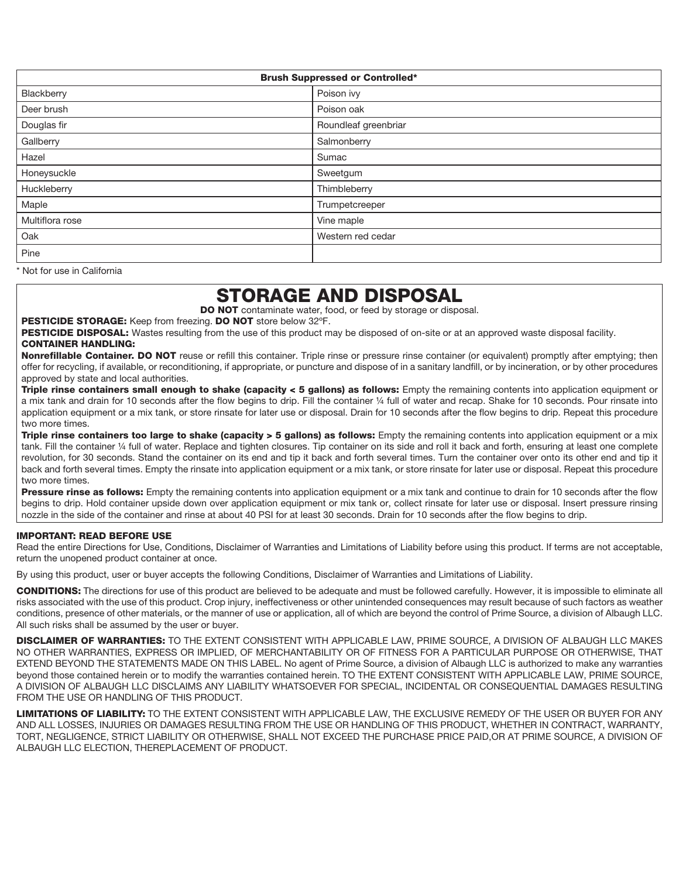| Brush Suppressed or Controlled* | |
|---|---|
| Blackberry | Poison ivy |
| Deer brush | Poison oak |
| Douglas fir | Roundleaf greenbriar |
| Gallberry | Salmonberry |
| Hazel | Sumac |
| Honeysuckle | Sweetgum |
| Huckleberry | Thimbleberry |
| Maple | Trumpetcreeper |
| Multiflora rose | Vine maple |
| Oak | Western red cedar |
| Pine | |

* Not for use in California

# STORAGE AND DISPOSAL

**DO NOT** contaminate water, food, or feed by storage or disposal.

**PESTICIDE STORAGE:** Keep from freezing. **DO NOT** store below 32°F.

**PESTICIDE DISPOSAL:** Wastes resulting from the use of this product may be disposed of on-site or at an approved waste disposal facility.

**CONTAINER HANDLING:**

**Nonrefillable Container. DO NOT** reuse or refill this container. Triple rinse or pressure rinse container (or equivalent) promptly after emptying; then offer for recycling, if available, or reconditioning, if appropriate, or puncture and dispose of in a sanitary landfill, or by incineration, or by other procedures approved by state and local authorities.

**Triple rinse containers small enough to shake (capacity < 5 gallons) as follows:** Empty the remaining contents into application equipment or a mix tank and drain for 10 seconds after the flow begins to drip. Fill the container ¼ full of water and recap. Shake for 10 seconds. Pour rinsate into application equipment or a mix tank, or store rinsate for later use or disposal. Drain for 10 seconds after the flow begins to drip. Repeat this procedure two more times.

**Triple rinse containers too large to shake (capacity > 5 gallons) as follows:** Empty the remaining contents into application equipment or a mix tank. Fill the container ¼ full of water. Replace and tighten closures. Tip container on its side and roll it back and forth, ensuring at least one complete revolution, for 30 seconds. Stand the container on its end and tip it back and forth several times. Turn the container over onto its other end and tip it back and forth several times. Empty the rinsate into application equipment or a mix tank, or store rinsate for later use or disposal. Repeat this procedure two more times.

**Pressure rinse as follows:** Empty the remaining contents into application equipment or a mix tank and continue to drain for 10 seconds after the flow begins to drip. Hold container upside down over application equipment or mix tank or, collect rinsate for later use or disposal. Insert pressure rinsing nozzle in the side of the container and rinse at about 40 PSI for at least 30 seconds. Drain for 10 seconds after the flow begins to drip.

**IMPORTANT: READ BEFORE USE**

Read the entire Directions for Use, Conditions, Disclaimer of Warranties and Limitations of Liability before using this product. If terms are not acceptable, return the unopened product container at once.

By using this product, user or buyer accepts the following Conditions, Disclaimer of Warranties and Limitations of Liability.

**CONDITIONS:** The directions for use of this product are believed to be adequate and must be followed carefully. However, it is impossible to eliminate all risks associated with the use of this product. Crop injury, ineffectiveness or other unintended consequences may result because of such factors as weather conditions, presence of other materials, or the manner of use or application, all of which are beyond the control of Prime Source, a division of Albaugh LLC. All such risks shall be assumed by the user or buyer.

**DISCLAIMER OF WARRANTIES:** TO THE EXTENT CONSISTENT WITH APPLICABLE LAW, PRIME SOURCE, A DIVISION OF ALBAUGH LLC MAKES NO OTHER WARRANTIES, EXPRESS OR IMPLIED, OF MERCHANTABILITY OR OF FITNESS FOR A PARTICULAR PURPOSE OR OTHERWISE, THAT EXTEND BEYOND THE STATEMENTS MADE ON THIS LABEL. No agent of Prime Source, a division of Albaugh LLC is authorized to make any warranties beyond those contained herein or to modify the warranties contained herein. TO THE EXTENT CONSISTENT WITH APPLICABLE LAW, PRIME SOURCE, A DIVISION OF ALBAUGH LLC DISCLAIMS ANY LIABILITY WHATSOEVER FOR SPECIAL, INCIDENTAL OR CONSEQUENTIAL DAMAGES RESULTING FROM THE USE OR HANDLING OF THIS PRODUCT.

**LIMITATIONS OF LIABILITY:** TO THE EXTENT CONSISTENT WITH APPLICABLE LAW, THE EXCLUSIVE REMEDY OF THE USER OR BUYER FOR ANY AND ALL LOSSES, INJURIES OR DAMAGES RESULTING FROM THE USE OR HANDLING OF THIS PRODUCT, WHETHER IN CONTRACT, WARRANTY, TORT, NEGLIGENCE, STRICT LIABILITY OR OTHERWISE, SHALL NOT EXCEED THE PURCHASE PRICE PAID,OR AT PRIME SOURCE, A DIVISION OF ALBAUGH LLC ELECTION, THEREPLACEMENT OF PRODUCT.